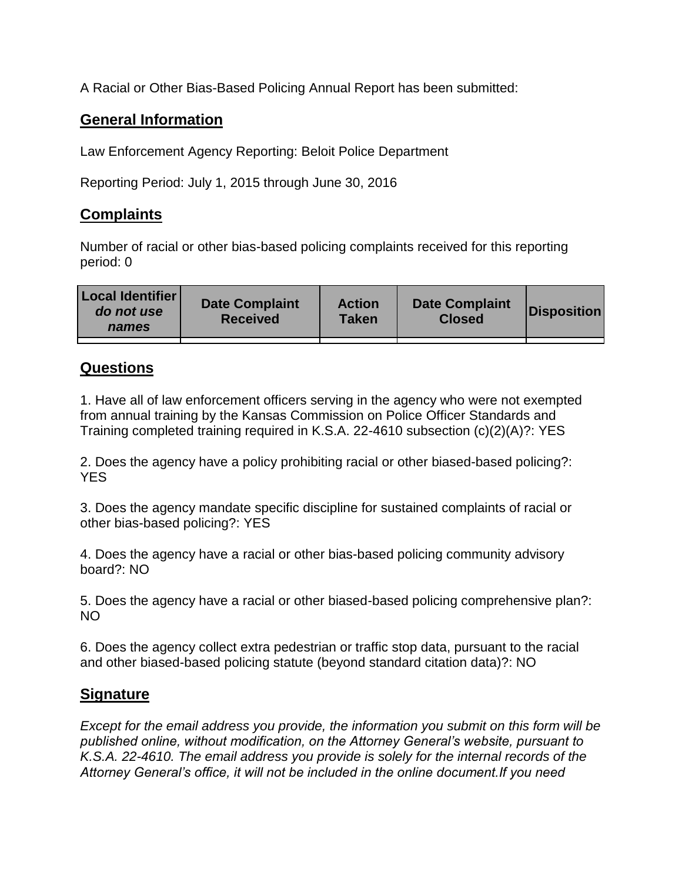A Racial or Other Bias-Based Policing Annual Report has been submitted:

## General Information

Law Enforcement Agency Reporting: Beloit Police Department

Reporting Period: July 1, 2015 through June 30, 2016

## Complaints

Number of racial or other bias-based policing complaints received for this reporting period: 0

| Local Identifier *do not use names* | Date Complaint Received | Action Taken | Date Complaint Closed | Disposition |
|---|---|---|---|---|
| | | | | |

## Questions

1. Have all of law enforcement officers serving in the agency who were not exempted from annual training by the Kansas Commission on Police Officer Standards and Training completed training required in K.S.A. 22-4610 subsection (c)(2)(A)?: YES

2. Does the agency have a policy prohibiting racial or other biased-based policing?: YES

3. Does the agency mandate specific discipline for sustained complaints of racial or other bias-based policing?: YES

4. Does the agency have a racial or other bias-based policing community advisory board?: NO

5. Does the agency have a racial or other biased-based policing comprehensive plan?: NO

6. Does the agency collect extra pedestrian or traffic stop data, pursuant to the racial and other biased-based policing statute (beyond standard citation data)?: NO

## Signature

*Except for the email address you provide, the information you submit on this form will be published online, without modification, on the Attorney General's website, pursuant to K.S.A. 22-4610. The email address you provide is solely for the internal records of the Attorney General's office, it will not be included in the online document.If you need*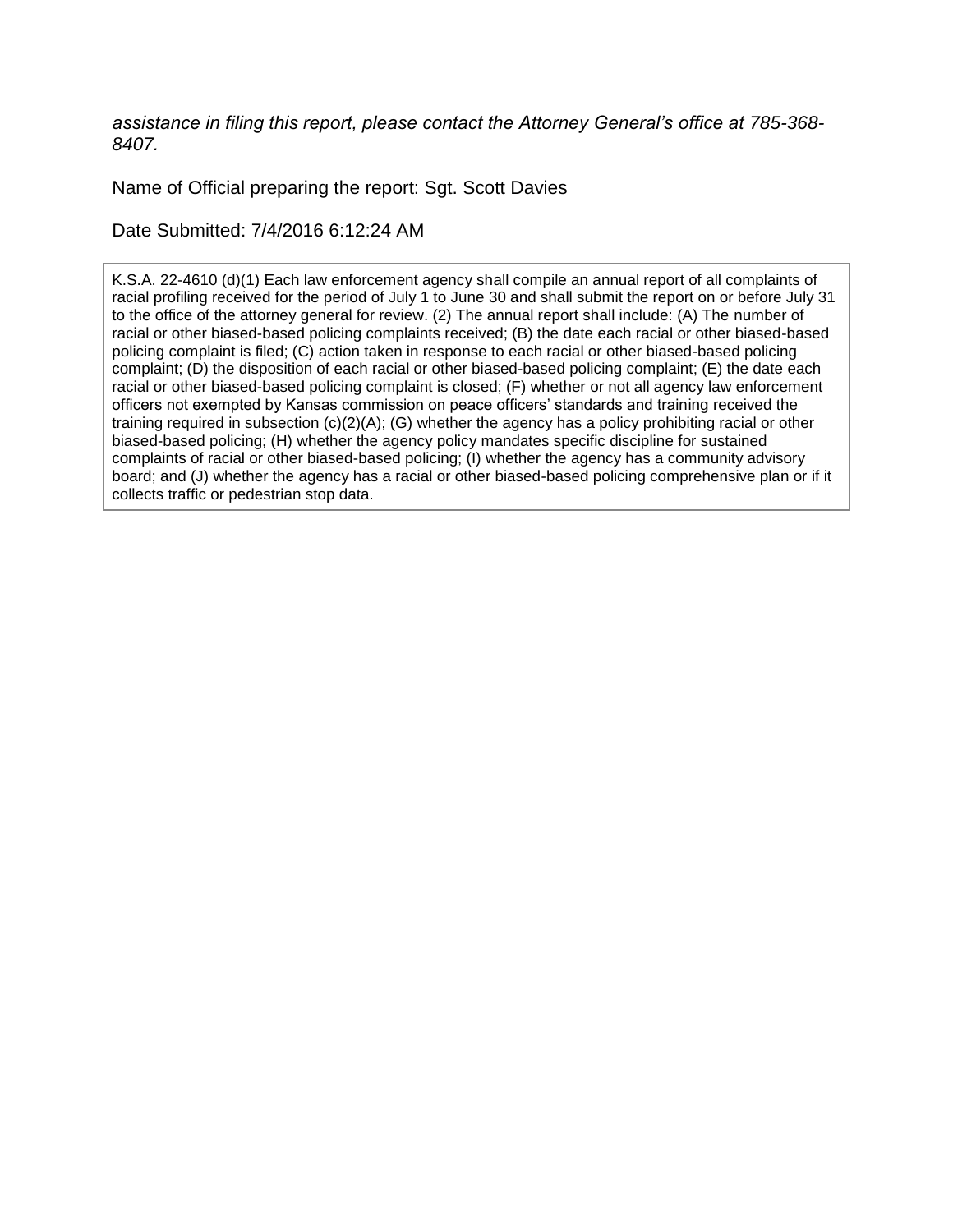*assistance in filing this report, please contact the Attorney General's office at 785-368-8407.*

Name of Official preparing the report: Sgt. Scott Davies

Date Submitted: 7/4/2016 6:12:24 AM

K.S.A. 22-4610 (d)(1) Each law enforcement agency shall compile an annual report of all complaints of racial profiling received for the period of July 1 to June 30 and shall submit the report on or before July 31 to the office of the attorney general for review. (2) The annual report shall include: (A) The number of racial or other biased-based policing complaints received; (B) the date each racial or other biased-based policing complaint is filed; (C) action taken in response to each racial or other biased-based policing complaint; (D) the disposition of each racial or other biased-based policing complaint; (E) the date each racial or other biased-based policing complaint is closed; (F) whether or not all agency law enforcement officers not exempted by Kansas commission on peace officers' standards and training received the training required in subsection (c)(2)(A); (G) whether the agency has a policy prohibiting racial or other biased-based policing; (H) whether the agency policy mandates specific discipline for sustained complaints of racial or other biased-based policing; (I) whether the agency has a community advisory board; and (J) whether the agency has a racial or other biased-based policing comprehensive plan or if it collects traffic or pedestrian stop data.